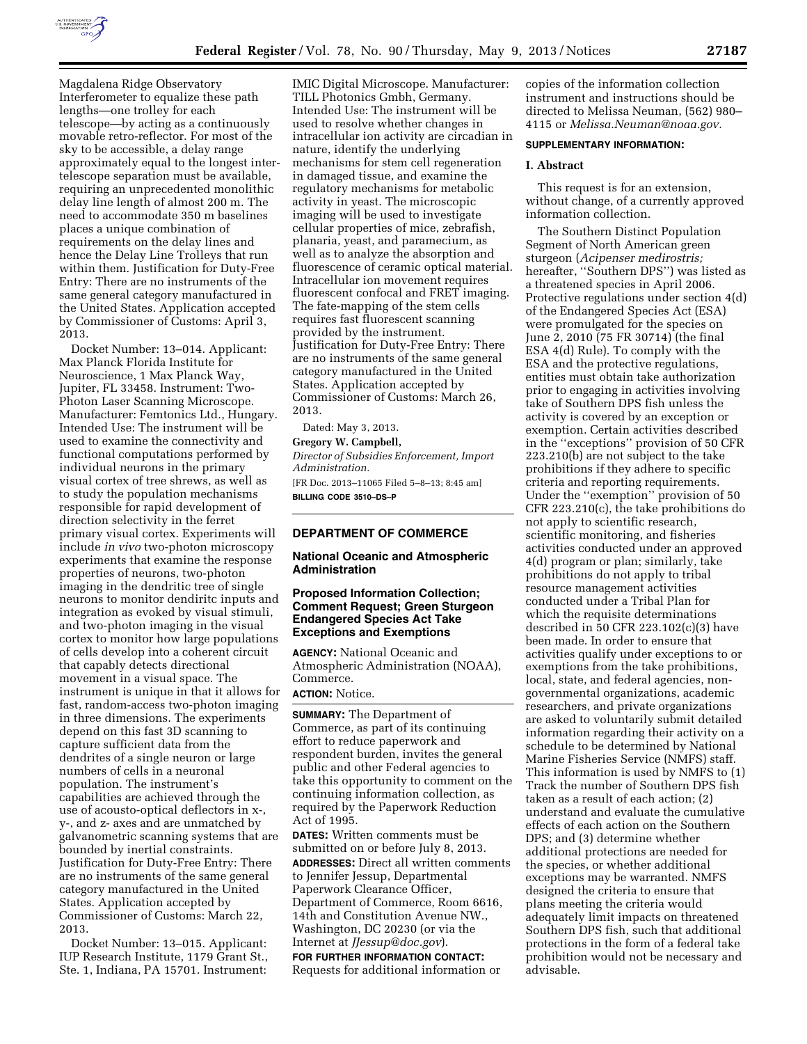Magdalena Ridge Observatory Interferometer to equalize these path lengths—one trolley for each telescope—by acting as a continuously movable retro-reflector. For most of the sky to be accessible, a delay range approximately equal to the longest inter-telescope separation must be available, requiring an unprecedented monolithic delay line length of almost 200 m. The need to accommodate 350 m baselines places a unique combination of requirements on the delay lines and hence the Delay Line Trolleys that run within them. Justification for Duty-Free Entry: There are no instruments of the same general category manufactured in the United States. Application accepted by Commissioner of Customs: April 3, 2013.

Docket Number: 13–014. Applicant: Max Planck Florida Institute for Neuroscience, 1 Max Planck Way, Jupiter, FL 33458. Instrument: Two-Photon Laser Scanning Microscope. Manufacturer: Femtonics Ltd., Hungary. Intended Use: The instrument will be used to examine the connectivity and functional computations performed by individual neurons in the primary visual cortex of tree shrews, as well as to study the population mechanisms responsible for rapid development of direction selectivity in the ferret primary visual cortex. Experiments will include *in vivo* two-photon microscopy experiments that examine the response properties of neurons, two-photon imaging in the dendritic tree of single neurons to monitor dendiritc inputs and integration as evoked by visual stimuli, and two-photon imaging in the visual cortex to monitor how large populations of cells develop into a coherent circuit that capably detects directional movement in a visual space. The instrument is unique in that it allows for fast, random-access two-photon imaging in three dimensions. The experiments depend on this fast 3D scanning to capture sufficient data from the dendrites of a single neuron or large numbers of cells in a neuronal population. The instrument's capabilities are achieved through the use of acousto-optical deflectors in x-, y-, and z- axes and are unmatched by galvanometric scanning systems that are bounded by inertial constraints. Justification for Duty-Free Entry: There are no instruments of the same general category manufactured in the United States. Application accepted by Commissioner of Customs: March 22, 2013.

Docket Number: 13–015. Applicant: IUP Research Institute, 1179 Grant St., Ste. 1, Indiana, PA 15701. Instrument: IMIC Digital Microscope. Manufacturer: TILL Photonics Gmbh, Germany. Intended Use: The instrument will be used to resolve whether changes in intracellular ion activity are circadian in nature, identify the underlying mechanisms for stem cell regeneration in damaged tissue, and examine the regulatory mechanisms for metabolic activity in yeast. The microscopic imaging will be used to investigate cellular properties of mice, zebrafish, planaria, yeast, and paramecium, as well as to analyze the absorption and fluorescence of ceramic optical material. Intracellular ion movement requires fluorescent confocal and FRET imaging. The fate-mapping of the stem cells requires fast fluorescent scanning provided by the instrument. Justification for Duty-Free Entry: There are no instruments of the same general category manufactured in the United States. Application accepted by Commissioner of Customs: March 26, 2013.

Dated: May 3, 2013.

**Gregory W. Campbell,**

*Director of Subsidies Enforcement, Import Administration.*

[FR Doc. 2013–11065 Filed 5–8–13; 8:45 am]

**BILLING CODE 3510–DS–P**

---

## DEPARTMENT OF COMMERCE

### National Oceanic and Atmospheric Administration

### Proposed Information Collection; Comment Request; Green Sturgeon Endangered Species Act Take Exceptions and Exemptions

**AGENCY:** National Oceanic and Atmospheric Administration (NOAA), Commerce.

**ACTION:** Notice.

**SUMMARY:** The Department of Commerce, as part of its continuing effort to reduce paperwork and respondent burden, invites the general public and other Federal agencies to take this opportunity to comment on the continuing information collection, as required by the Paperwork Reduction Act of 1995.

**DATES:** Written comments must be submitted on or before July 8, 2013.

**ADDRESSES:** Direct all written comments to Jennifer Jessup, Departmental Paperwork Clearance Officer, Department of Commerce, Room 6616, 14th and Constitution Avenue NW., Washington, DC 20230 (or via the Internet at *JJessup@doc.gov*).

**FOR FURTHER INFORMATION CONTACT:** Requests for additional information or copies of the information collection instrument and instructions should be directed to Melissa Neuman, (562) 980–4115 or *Melissa.Neuman@noaa.gov.*

**SUPPLEMENTARY INFORMATION:**

**I. Abstract**

This request is for an extension, without change, of a currently approved information collection.

The Southern Distinct Population Segment of North American green sturgeon (*Acipenser medirostris;* hereafter, ''Southern DPS'') was listed as a threatened species in April 2006. Protective regulations under section 4(d) of the Endangered Species Act (ESA) were promulgated for the species on June 2, 2010 (75 FR 30714) (the final ESA 4(d) Rule). To comply with the ESA and the protective regulations, entities must obtain take authorization prior to engaging in activities involving take of Southern DPS fish unless the activity is covered by an exception or exemption. Certain activities described in the ''exceptions'' provision of 50 CFR 223.210(b) are not subject to the take prohibitions if they adhere to specific criteria and reporting requirements. Under the ''exemption'' provision of 50 CFR 223.210(c), the take prohibitions do not apply to scientific research, scientific monitoring, and fisheries activities conducted under an approved 4(d) program or plan; similarly, take prohibitions do not apply to tribal resource management activities conducted under a Tribal Plan for which the requisite determinations described in 50 CFR 223.102(c)(3) have been made. In order to ensure that activities qualify under exceptions to or exemptions from the take prohibitions, local, state, and federal agencies, non-governmental organizations, academic researchers, and private organizations are asked to voluntarily submit detailed information regarding their activity on a schedule to be determined by National Marine Fisheries Service (NMFS) staff. This information is used by NMFS to (1) Track the number of Southern DPS fish taken as a result of each action; (2) understand and evaluate the cumulative effects of each action on the Southern DPS; and (3) determine whether additional protections are needed for the species, or whether additional exceptions may be warranted. NMFS designed the criteria to ensure that plans meeting the criteria would adequately limit impacts on threatened Southern DPS fish, such that additional protections in the form of a federal take prohibition would not be necessary and advisable.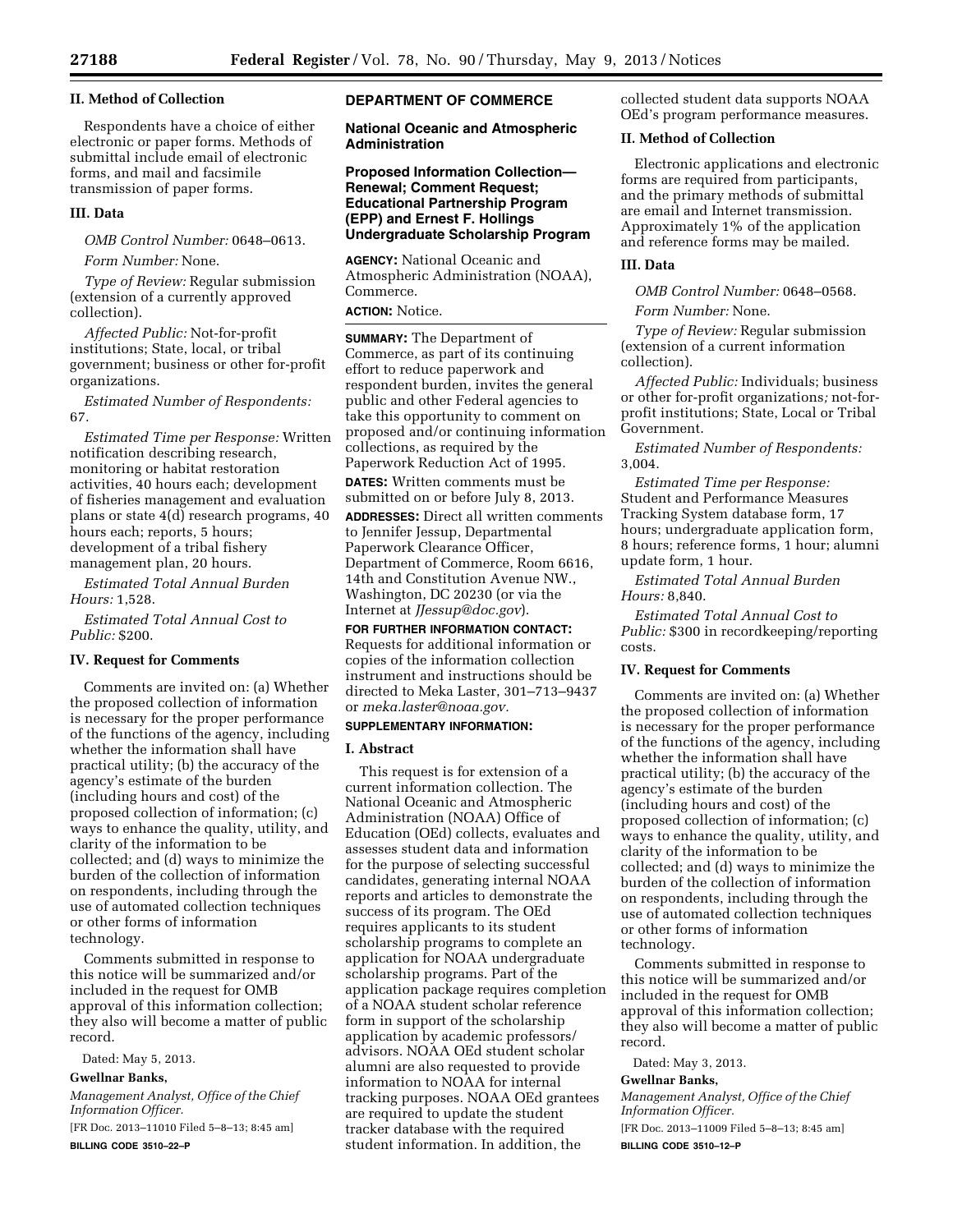## II. Method of Collection

Respondents have a choice of either electronic or paper forms. Methods of submittal include email of electronic forms, and mail and facsimile transmission of paper forms.

## III. Data

*OMB Control Number:* 0648–0613.

*Form Number:* None.

*Type of Review:* Regular submission (extension of a currently approved collection).

*Affected Public:* Not-for-profit institutions; State, local, or tribal government; business or other for-profit organizations.

*Estimated Number of Respondents:* 67.

*Estimated Time per Response:* Written notification describing research, monitoring or habitat restoration activities, 40 hours each; development of fisheries management and evaluation plans or state 4(d) research programs, 40 hours each; reports, 5 hours; development of a tribal fishery management plan, 20 hours.

*Estimated Total Annual Burden Hours:* 1,528.

*Estimated Total Annual Cost to Public:* $200.

## IV. Request for Comments

Comments are invited on: (a) Whether the proposed collection of information is necessary for the proper performance of the functions of the agency, including whether the information shall have practical utility; (b) the accuracy of the agency's estimate of the burden (including hours and cost) of the proposed collection of information; (c) ways to enhance the quality, utility, and clarity of the information to be collected; and (d) ways to minimize the burden of the collection of information on respondents, including through the use of automated collection techniques or other forms of information technology.

Comments submitted in response to this notice will be summarized and/or included in the request for OMB approval of this information collection; they also will become a matter of public record.

Dated: May 5, 2013.

**Gwellnar Banks,**

*Management Analyst, Office of the Chief Information Officer.*

[FR Doc. 2013–11010 Filed 5–8–13; 8:45 am]

**BILLING CODE 3510–22–P**

# DEPARTMENT OF COMMERCE

## National Oceanic and Atmospheric Administration

## Proposed Information Collection—Renewal; Comment Request; Educational Partnership Program (EPP) and Ernest F. Hollings Undergraduate Scholarship Program

**AGENCY:** National Oceanic and Atmospheric Administration (NOAA), Commerce.

**ACTION:** Notice.

**SUMMARY:** The Department of Commerce, as part of its continuing effort to reduce paperwork and respondent burden, invites the general public and other Federal agencies to take this opportunity to comment on proposed and/or continuing information collections, as required by the Paperwork Reduction Act of 1995.

**DATES:** Written comments must be submitted on or before July 8, 2013.

**ADDRESSES:** Direct all written comments to Jennifer Jessup, Departmental Paperwork Clearance Officer, Department of Commerce, Room 6616, 14th and Constitution Avenue NW., Washington, DC 20230 (or via the Internet at *JJessup@doc.gov*).

**FOR FURTHER INFORMATION CONTACT:** Requests for additional information or copies of the information collection instrument and instructions should be directed to Meka Laster, 301–713–9437 or *meka.laster@noaa.gov.*

**SUPPLEMENTARY INFORMATION:**

## I. Abstract

This request is for extension of a current information collection. The National Oceanic and Atmospheric Administration (NOAA) Office of Education (OEd) collects, evaluates and assesses student data and information for the purpose of selecting successful candidates, generating internal NOAA reports and articles to demonstrate the success of its program. The OEd requires applicants to its student scholarship programs to complete an application for NOAA undergraduate scholarship programs. Part of the application package requires completion of a NOAA student scholar reference form in support of the scholarship application by academic professors/advisors. NOAA OEd student scholar alumni are also requested to provide information to NOAA for internal tracking purposes. NOAA OEd grantees are required to update the student tracker database with the required student information. In addition, the collected student data supports NOAA OEd's program performance measures.

## II. Method of Collection

Electronic applications and electronic forms are required from participants, and the primary methods of submittal are email and Internet transmission. Approximately 1% of the application and reference forms may be mailed.

## III. Data

*OMB Control Number:* 0648–0568.

*Form Number:* None.

*Type of Review:* Regular submission (extension of a current information collection).

*Affected Public:* Individuals; business or other for-profit organizations; not-for-profit institutions; State, Local or Tribal Government.

*Estimated Number of Respondents:* 3,004.

*Estimated Time per Response:* Student and Performance Measures Tracking System database form, 17 hours; undergraduate application form, 8 hours; reference forms, 1 hour; alumni update form, 1 hour.

*Estimated Total Annual Burden Hours:* 8,840.

*Estimated Total Annual Cost to Public:* $300 in recordkeeping/reporting costs.

## IV. Request for Comments

Comments are invited on: (a) Whether the proposed collection of information is necessary for the proper performance of the functions of the agency, including whether the information shall have practical utility; (b) the accuracy of the agency's estimate of the burden (including hours and cost) of the proposed collection of information; (c) ways to enhance the quality, utility, and clarity of the information to be collected; and (d) ways to minimize the burden of the collection of information on respondents, including through the use of automated collection techniques or other forms of information technology.

Comments submitted in response to this notice will be summarized and/or included in the request for OMB approval of this information collection; they also will become a matter of public record.

Dated: May 3, 2013.

**Gwellnar Banks,**

*Management Analyst, Office of the Chief Information Officer.*

[FR Doc. 2013–11009 Filed 5–8–13; 8:45 am]

**BILLING CODE 3510–12–P**